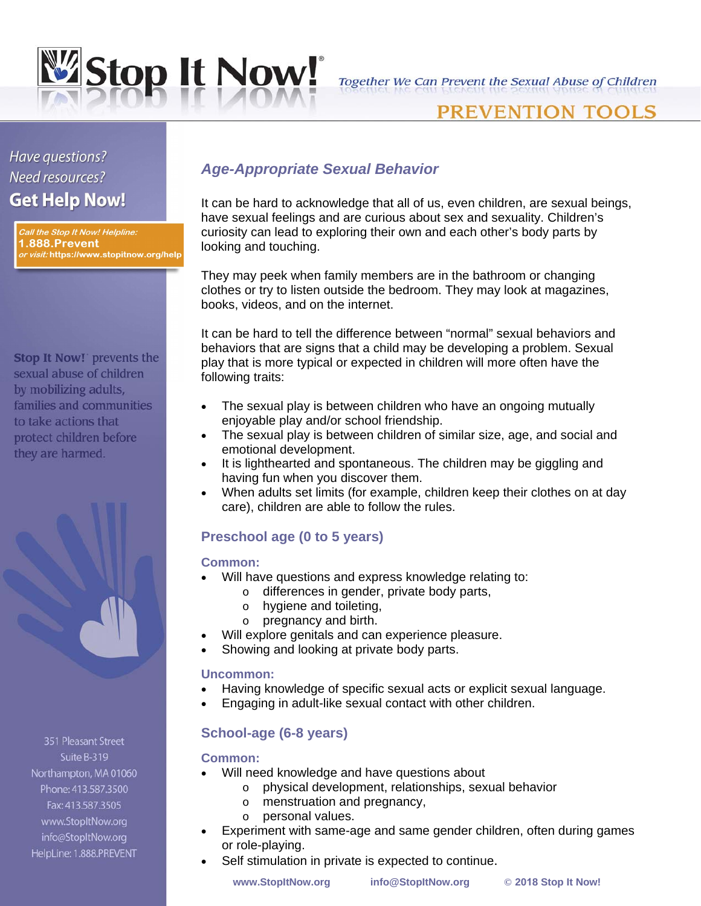# Stop It Now!®

*Together We Can Prevent the Sexual Abuse of Children*

PREVENTION TOOLS

*Have questions?*
*Need resources?*
**Get Help Now!**

*Call the Stop It Now! Helpline:*
**1.888.Prevent**
*or visit:* **https://www.stopitnow.org/help**

**Stop It Now!**® prevents the sexual abuse of children by mobilizing adults, families and communities to take actions that protect children before they are harmed.

351 Pleasant Street
Suite B-319
Northampton, MA 01060
Phone: 413.587.3500
Fax: 413.587.3505
www.StopItNow.org
info@StopItNow.org
HelpLine: 1.888.PREVENT

## *Age-Appropriate Sexual Behavior*

It can be hard to acknowledge that all of us, even children, are sexual beings, have sexual feelings and are curious about sex and sexuality. Children's curiosity can lead to exploring their own and each other's body parts by looking and touching.

They may peek when family members are in the bathroom or changing clothes or try to listen outside the bedroom. They may look at magazines, books, videos, and on the internet.

It can be hard to tell the difference between "normal" sexual behaviors and behaviors that are signs that a child may be developing a problem. Sexual play that is more typical or expected in children will more often have the following traits:

- The sexual play is between children who have an ongoing mutually enjoyable play and/or school friendship.
- The sexual play is between children of similar size, age, and social and emotional development.
- It is lighthearted and spontaneous. The children may be giggling and having fun when you discover them.
- When adults set limits (for example, children keep their clothes on at day care), children are able to follow the rules.

### Preschool age (0 to 5 years)

#### Common:

- Will have questions and express knowledge relating to:
  - differences in gender, private body parts,
  - hygiene and toileting,
  - pregnancy and birth.
- Will explore genitals and can experience pleasure.
- Showing and looking at private body parts.

#### Uncommon:

- Having knowledge of specific sexual acts or explicit sexual language.
- Engaging in adult-like sexual contact with other children.

### School-age (6-8 years)

#### Common:

- Will need knowledge and have questions about
  - physical development, relationships, sexual behavior
  - menstruation and pregnancy,
  - personal values.
- Experiment with same-age and same gender children, often during games or role-playing.
- Self stimulation in private is expected to continue.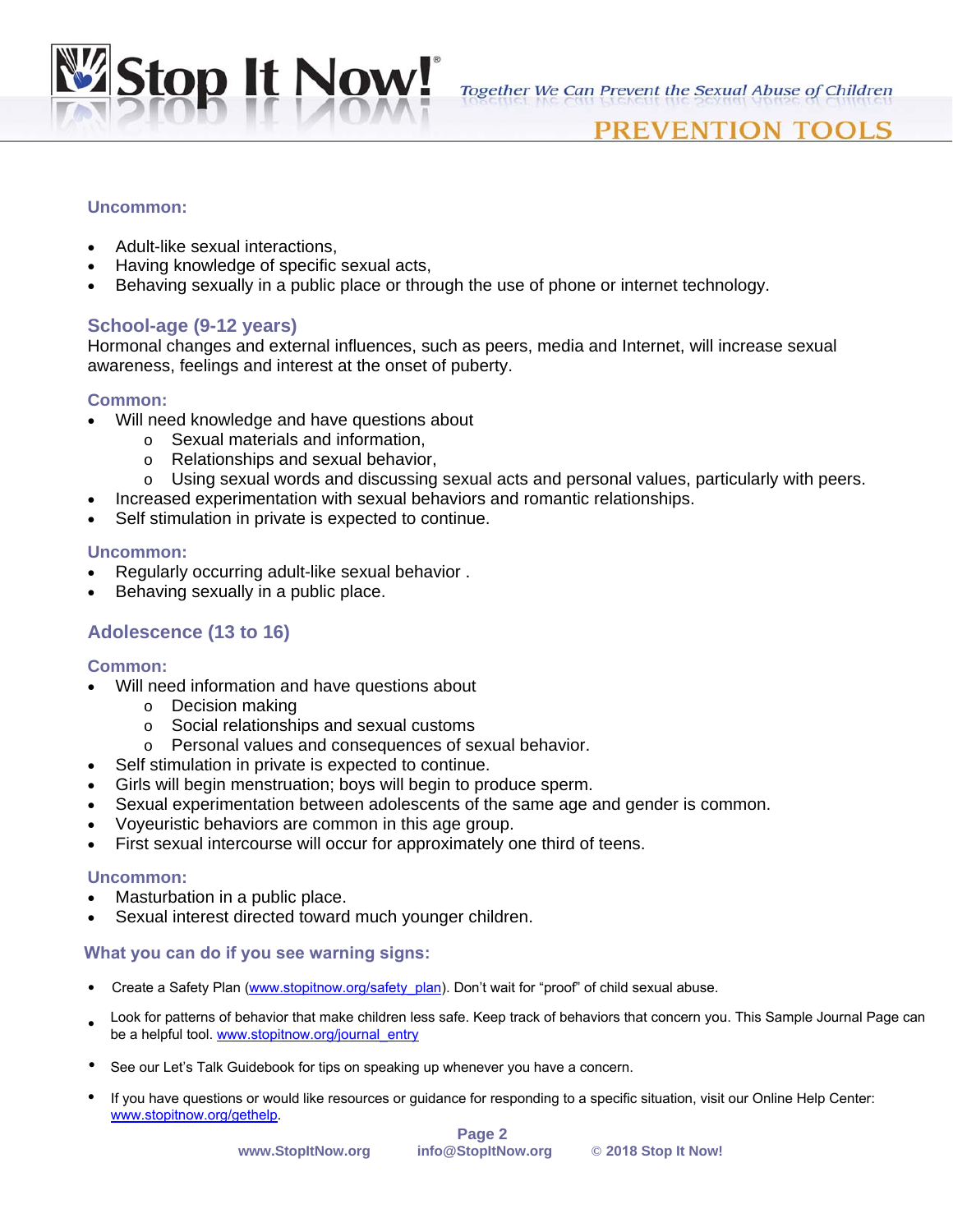### Uncommon:

- Adult-like sexual interactions,
- Having knowledge of specific sexual acts,
- Behaving sexually in a public place or through the use of phone or internet technology.

## School-age (9-12 years)

Hormonal changes and external influences, such as peers, media and Internet, will increase sexual awareness, feelings and interest at the onset of puberty.

### Common:

- Will need knowledge and have questions about
  - Sexual materials and information,
  - Relationships and sexual behavior,
  - Using sexual words and discussing sexual acts and personal values, particularly with peers.
- Increased experimentation with sexual behaviors and romantic relationships.
- Self stimulation in private is expected to continue.

### Uncommon:

- Regularly occurring adult-like sexual behavior .
- Behaving sexually in a public place.

## Adolescence (13 to 16)

### Common:

- Will need information and have questions about
  - Decision making
  - Social relationships and sexual customs
  - Personal values and consequences of sexual behavior.
- Self stimulation in private is expected to continue.
- Girls will begin menstruation; boys will begin to produce sperm.
- Sexual experimentation between adolescents of the same age and gender is common.
- Voyeuristic behaviors are common in this age group.
- First sexual intercourse will occur for approximately one third of teens.

### Uncommon:

- Masturbation in a public place.
- Sexual interest directed toward much younger children.

### What you can do if you see warning signs:

- Create a Safety Plan (www.stopitnow.org/safety_plan). Don't wait for "proof" of child sexual abuse.
- Look for patterns of behavior that make children less safe. Keep track of behaviors that concern you. This Sample Journal Page can be a helpful tool. www.stopitnow.org/journal_entry
- See our Let's Talk Guidebook for tips on speaking up whenever you have a concern.
- If you have questions or would like resources or guidance for responding to a specific situation, visit our Online Help Center: www.stopitnow.org/gethelp.